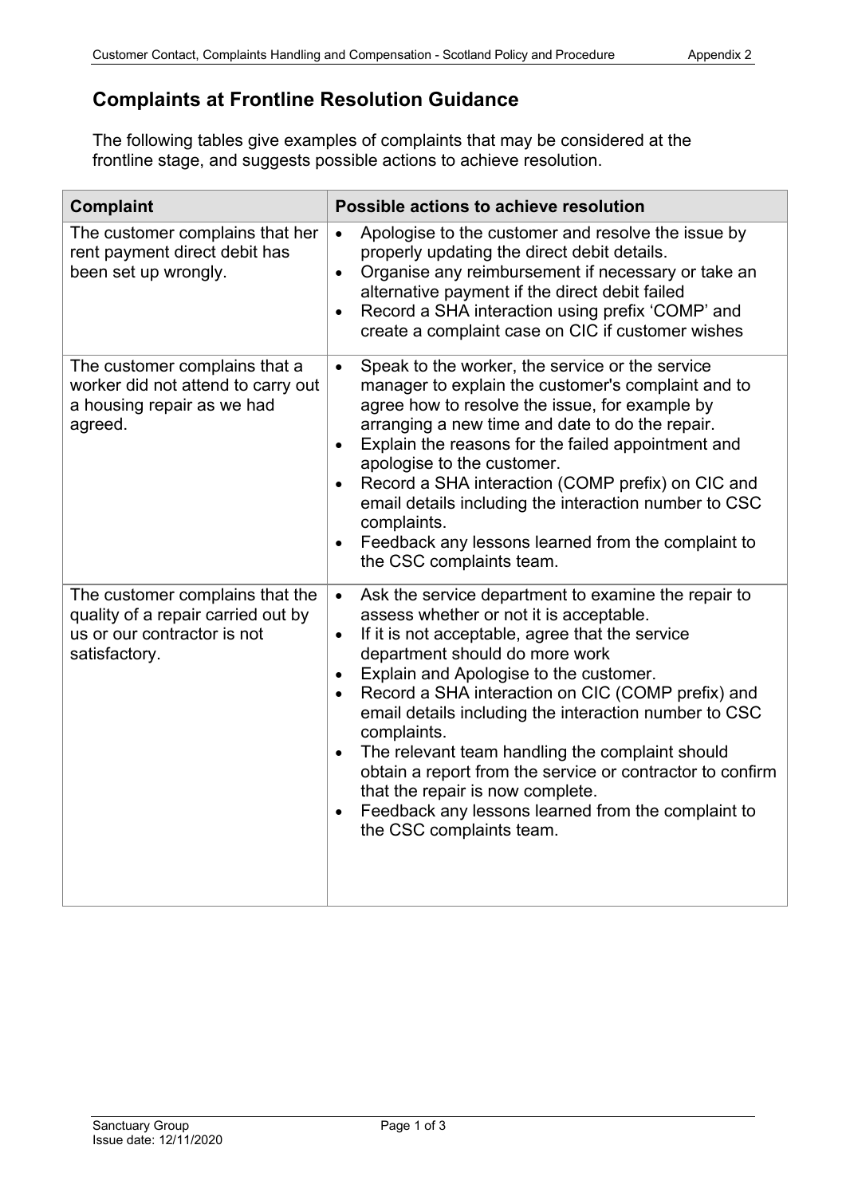## Complaints at Frontline Resolution Guidance

The following tables give examples of complaints that may be considered at the frontline stage, and suggests possible actions to achieve resolution.

| Complaint | Possible actions to achieve resolution |
|---|---|
| The customer complains that her rent payment direct debit has been set up wrongly. | • Apologise to the customer and resolve the issue by properly updating the direct debit details.<br>• Organise any reimbursement if necessary or take an alternative payment if the direct debit failed<br>• Record a SHA interaction using prefix 'COMP' and create a complaint case on CIC if customer wishes |
| The customer complains that a worker did not attend to carry out a housing repair as we had agreed. | • Speak to the worker, the service or the service manager to explain the customer's complaint and to agree how to resolve the issue, for example by arranging a new time and date to do the repair.<br>• Explain the reasons for the failed appointment and apologise to the customer.<br>• Record a SHA interaction (COMP prefix) on CIC and email details including the interaction number to CSC complaints.<br>• Feedback any lessons learned from the complaint to the CSC complaints team. |
| The customer complains that the quality of a repair carried out by us or our contractor is not satisfactory. | • Ask the service department to examine the repair to assess whether or not it is acceptable.<br>• If it is not acceptable, agree that the service department should do more work<br>• Explain and Apologise to the customer.<br>• Record a SHA interaction on CIC (COMP prefix) and email details including the interaction number to CSC complaints.<br>• The relevant team handling the complaint should obtain a report from the service or contractor to confirm that the repair is now complete.<br>• Feedback any lessons learned from the complaint to the CSC complaints team. |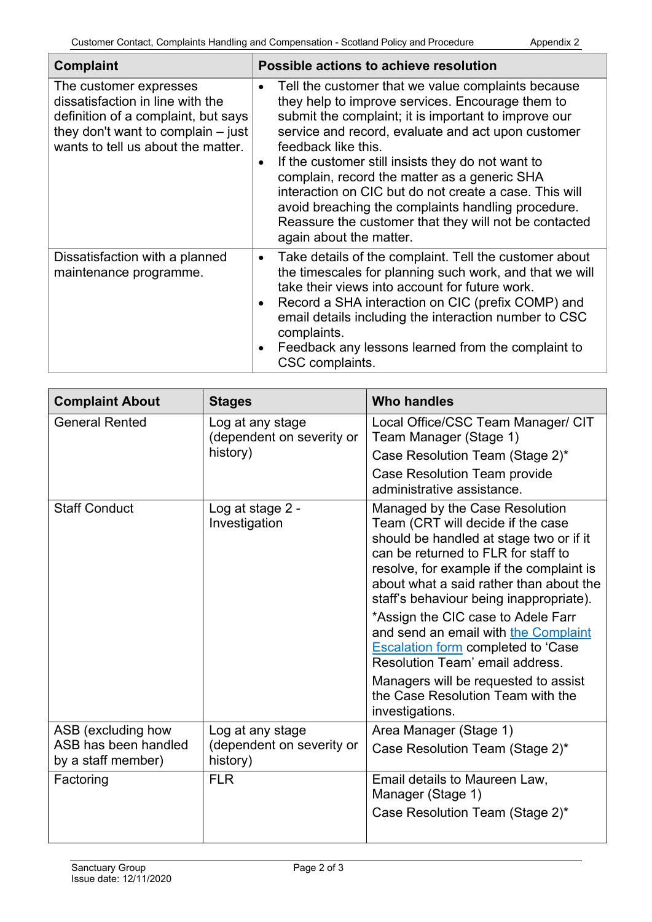| Complaint | Possible actions to achieve resolution |
|---|---|
| The customer expresses dissatisfaction in line with the definition of a complaint, but says they don't want to complain – just wants to tell us about the matter. | • Tell the customer that we value complaints because they help to improve services. Encourage them to submit the complaint; it is important to improve our service and record, evaluate and act upon customer feedback like this.<br>• If the customer still insists they do not want to complain, record the matter as a generic SHA interaction on CIC but do not create a case. This will avoid breaching the complaints handling procedure. Reassure the customer that they will not be contacted again about the matter. |
| Dissatisfaction with a planned maintenance programme. | • Take details of the complaint. Tell the customer about the timescales for planning such work, and that we will take their views into account for future work.<br>• Record a SHA interaction on CIC (prefix COMP) and email details including the interaction number to CSC complaints.<br>• Feedback any lessons learned from the complaint to CSC complaints. |

| Complaint About | Stages | Who handles |
|---|---|---|
| General Rented | Log at any stage (dependent on severity or history) | Local Office/CSC Team Manager/ CIT Team Manager (Stage 1)<br>Case Resolution Team (Stage 2)*<br>Case Resolution Team provide administrative assistance. |
| Staff Conduct | Log at stage 2 - Investigation | Managed by the Case Resolution Team (CRT will decide if the case should be handled at stage two or if it can be returned to FLR for staff to resolve, for example if the complaint is about what a said rather than about the staff's behaviour being inappropriate).<br>*Assign the CIC case to Adele Farr and send an email with the Complaint Escalation form completed to 'Case Resolution Team' email address.<br>Managers will be requested to assist the Case Resolution Team with the investigations. |
| ASB (excluding how ASB has been handled by a staff member) | Log at any stage (dependent on severity or history) | Area Manager (Stage 1)<br>Case Resolution Team (Stage 2)* |
| Factoring | FLR | Email details to Maureen Law, Manager (Stage 1)<br>Case Resolution Team (Stage 2)* |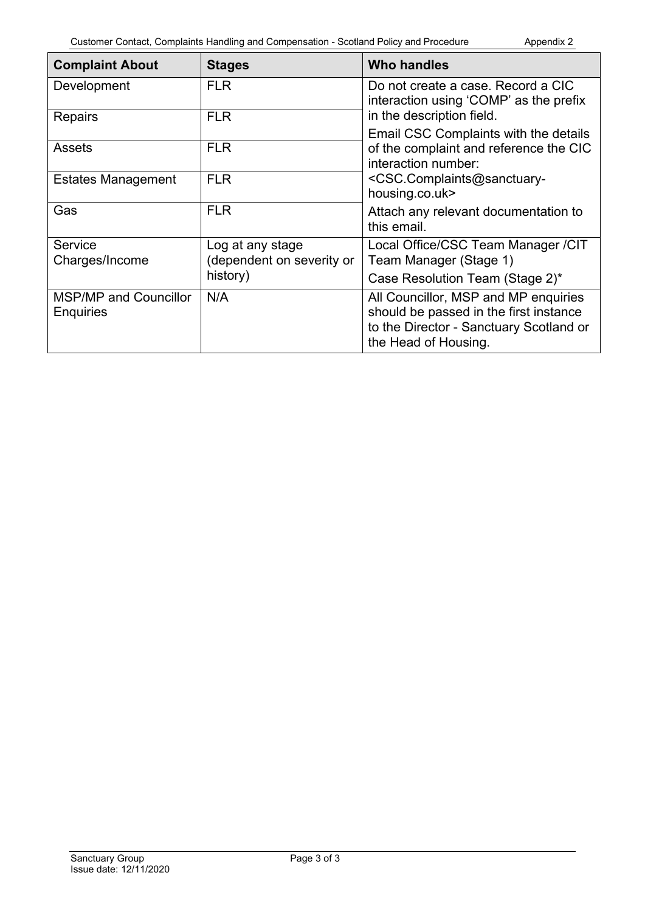| Complaint About | Stages | Who handles |
|---|---|---|
| Development | FLR | Do not create a case. Record a CIC interaction using 'COMP' as the prefix in the description field. Email CSC Complaints with the details of the complaint and reference the CIC interaction number: <CSC.Complaints@sanctuary-housing.co.uk> Attach any relevant documentation to this email. |
| Repairs | FLR | |
| Assets | FLR | |
| Estates Management | FLR | |
| Gas | FLR | |
| Service Charges/Income | Log at any stage (dependent on severity or history) | Local Office/CSC Team Manager /CIT Team Manager (Stage 1) Case Resolution Team (Stage 2)* |
| MSP/MP and Councillor Enquiries | N/A | All Councillor, MSP and MP enquiries should be passed in the first instance to the Director - Sanctuary Scotland or the Head of Housing. |